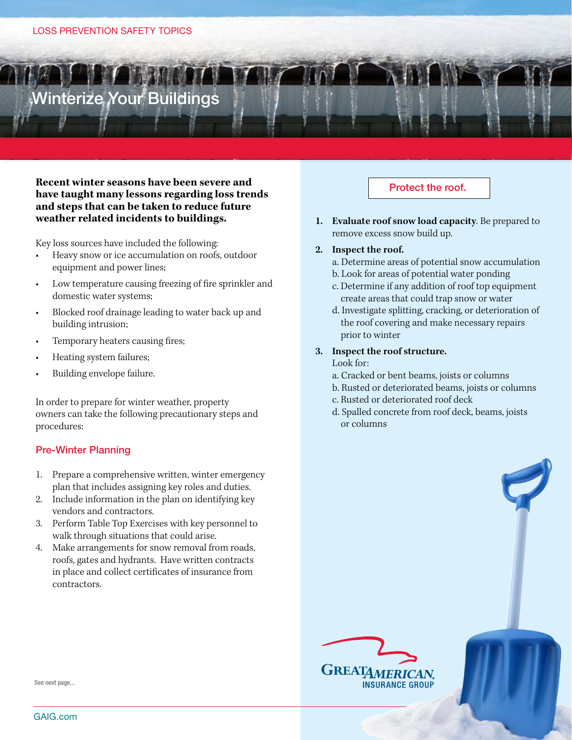LOSS PREVENTION SAFETY TOPICS

# Winterize Your Buildings

**Recent winter seasons have been severe and have taught many lessons regarding loss trends and steps that can be taken to reduce future weather related incidents to buildings.**

Key loss sources have included the following:

- Heavy snow or ice accumulation on roofs, outdoor equipment and power lines;
- Low temperature causing freezing of fire sprinkler and domestic water systems;
- Blocked roof drainage leading to water back up and building intrusion;
- Temporary heaters causing fires;
- Heating system failures;
- Building envelope failure.

In order to prepare for winter weather, property owners can take the following precautionary steps and procedures:

## Pre-Winter Planning

1. Prepare a comprehensive written, winter emergency plan that includes assigning key roles and duties.
2. Include information in the plan on identifying key vendors and contractors.
3. Perform Table Top Exercises with key personnel to walk through situations that could arise.
4. Make arrangements for snow removal from roads, roofs, gates and hydrants. Have written contracts in place and collect certificates of insurance from contractors.

See next page...

## Protect the roof.

1. **Evaluate roof snow load capacity**. Be prepared to remove excess snow build up.
2. **Inspect the roof.**
   a. Determine areas of potential snow accumulation
   b. Look for areas of potential water ponding
   c. Determine if any addition of roof top equipment create areas that could trap snow or water
   d. Investigate splitting, cracking, or deterioration of the roof covering and make necessary repairs prior to winter
3. **Inspect the roof structure.**
   Look for:
   a. Cracked or bent beams, joists or columns
   b. Rusted or deteriorated beams, joists or columns
   c. Rusted or deteriorated roof deck
   d. Spalled concrete from roof deck, beams, joists or columns

GREAT AMERICAN INSURANCE GROUP

GAIG.com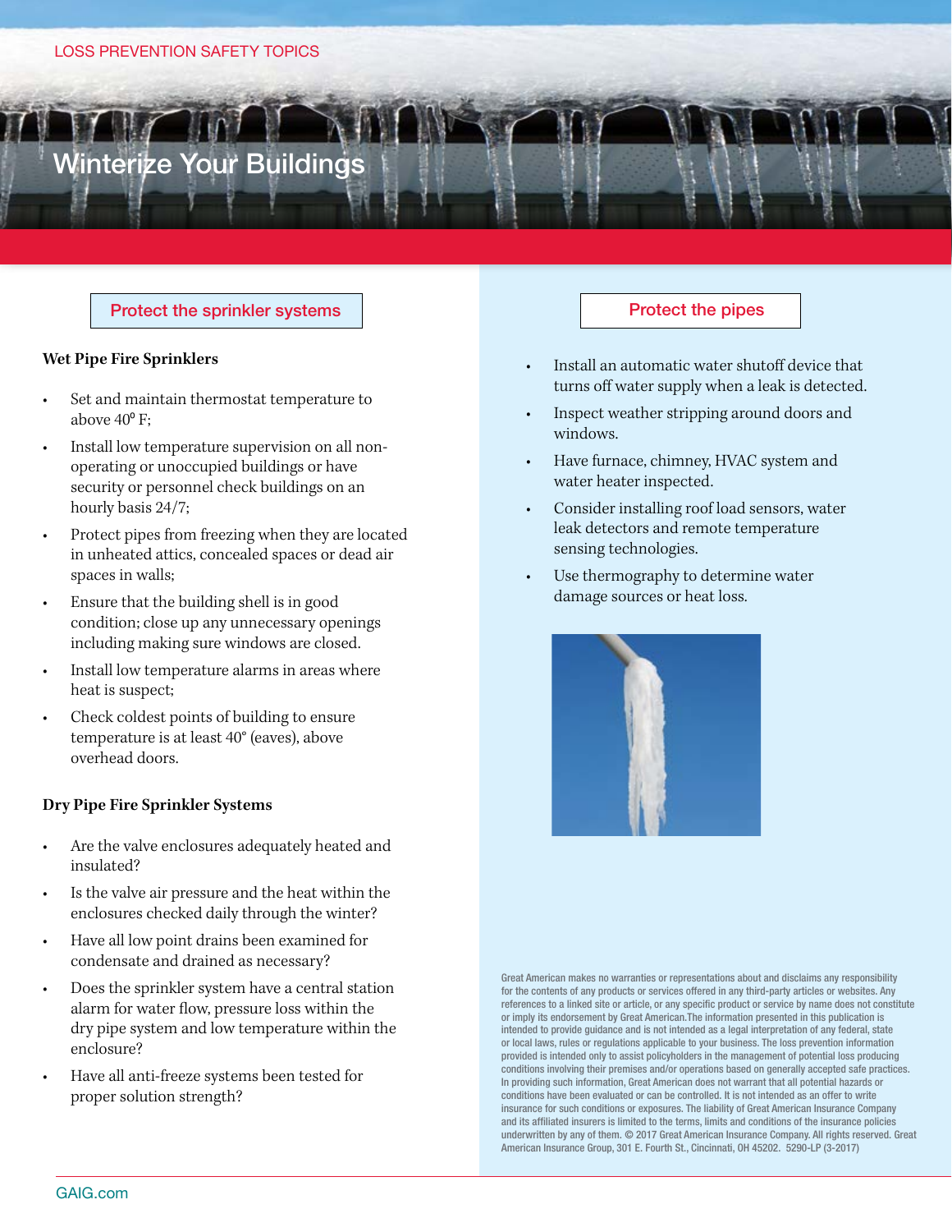LOSS PREVENTION SAFETY TOPICS

# Winterize Your Buildings

## Protect the sprinkler systems

### Wet Pipe Fire Sprinklers

- Set and maintain thermostat temperature to above 40⁰ F;
- Install low temperature supervision on all non-operating or unoccupied buildings or have security or personnel check buildings on an hourly basis 24/7;
- Protect pipes from freezing when they are located in unheated attics, concealed spaces or dead air spaces in walls;
- Ensure that the building shell is in good condition; close up any unnecessary openings including making sure windows are closed.
- Install low temperature alarms in areas where heat is suspect;
- Check coldest points of building to ensure temperature is at least 40° (eaves), above overhead doors.

### Dry Pipe Fire Sprinkler Systems

- Are the valve enclosures adequately heated and insulated?
- Is the valve air pressure and the heat within the enclosures checked daily through the winter?
- Have all low point drains been examined for condensate and drained as necessary?
- Does the sprinkler system have a central station alarm for water flow, pressure loss within the dry pipe system and low temperature within the enclosure?
- Have all anti-freeze systems been tested for proper solution strength?

## Protect the pipes

- Install an automatic water shutoff device that turns off water supply when a leak is detected.
- Inspect weather stripping around doors and windows.
- Have furnace, chimney, HVAC system and water heater inspected.
- Consider installing roof load sensors, water leak detectors and remote temperature sensing technologies.
- Use thermography to determine water damage sources or heat loss.

Great American makes no warranties or representations about and disclaims any responsibility for the contents of any products or services offered in any third-party articles or websites. Any references to a linked site or article, or any specific product or service by name does not constitute or imply its endorsement by Great American.The information presented in this publication is intended to provide guidance and is not intended as a legal interpretation of any federal, state or local laws, rules or regulations applicable to your business. The loss prevention information provided is intended only to assist policyholders in the management of potential loss producing conditions involving their premises and/or operations based on generally accepted safe practices. In providing such information, Great American does not warrant that all potential hazards or conditions have been evaluated or can be controlled. It is not intended as an offer to write insurance for such conditions or exposures. The liability of Great American Insurance Company and its affiliated insurers is limited to the terms, limits and conditions of the insurance policies underwritten by any of them. © 2017 Great American Insurance Company. All rights reserved. Great American Insurance Group, 301 E. Fourth St., Cincinnati, OH 45202. 5290-LP (3-2017)

GAIG.com